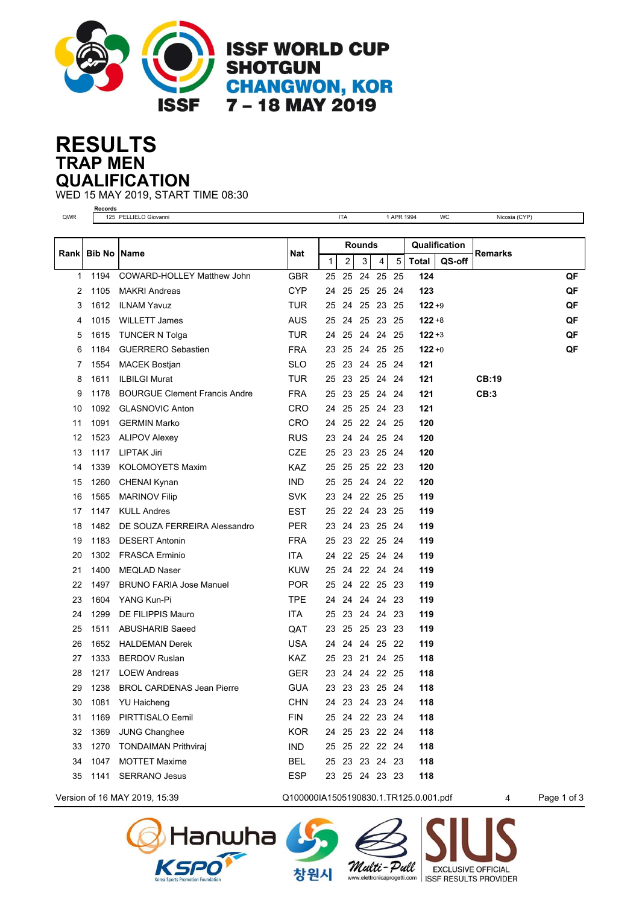# ISSF WORLD CUP SHOTGUN
## CHANGWON, KOR
### 7 – 18 MAY 2019

# RESULTS
## TRAP MEN
## QUALIFICATION

WED 15 MAY 2019, START TIME 08:30

**Records**

| | | | | | |
|---|---|---|---|---|---|
| QWR | 125 PELLIELO Giovanni | ITA | 1 APR 1994 | WC | Nicosia (CYP) |

| Rank | Bib No | Name | Nat | Rounds | | | | | Qualification | | Remarks | |
|---|---|---|---|---|---|---|---|---|---|---|---|---|
| | | | | 1 | 2 | 3 | 4 | 5 | Total | QS-off | | |
| 1 | 1194 | COWARD-HOLLEY Matthew John | GBR | 25 | 25 | 24 | 25 | 25 | **124** | | | **QF** |
| 2 | 1105 | MAKRI Andreas | CYP | 24 | 25 | 25 | 25 | 24 | **123** | | | **QF** |
| 3 | 1612 | ILNAM Yavuz | TUR | 25 | 24 | 25 | 23 | 25 | **122** | +9 | | **QF** |
| 4 | 1015 | WILLETT James | AUS | 25 | 24 | 25 | 23 | 25 | **122** | +8 | | **QF** |
| 5 | 1615 | TUNCER N Tolga | TUR | 24 | 25 | 24 | 24 | 25 | **122** | +3 | | **QF** |
| 6 | 1184 | GUERRERO Sebastien | FRA | 23 | 25 | 24 | 25 | 25 | **122** | +0 | | **QF** |
| 7 | 1554 | MACEK Bostjan | SLO | 25 | 23 | 24 | 25 | 24 | **121** | | | |
| 8 | 1611 | ILBILGI Murat | TUR | 25 | 23 | 25 | 24 | 24 | **121** | | **CB:19** | |
| 9 | 1178 | BOURGUE Clement Francis Andre | FRA | 25 | 23 | 25 | 24 | 24 | **121** | | **CB:3** | |
| 10 | 1092 | GLASNOVIC Anton | CRO | 24 | 25 | 25 | 24 | 23 | **121** | | | |
| 11 | 1091 | GERMIN Marko | CRO | 24 | 25 | 22 | 24 | 25 | **120** | | | |
| 12 | 1523 | ALIPOV Alexey | RUS | 23 | 24 | 24 | 25 | 24 | **120** | | | |
| 13 | 1117 | LIPTAK Jiri | CZE | 25 | 23 | 23 | 25 | 24 | **120** | | | |
| 14 | 1339 | KOLOMOYETS Maxim | KAZ | 25 | 25 | 25 | 22 | 23 | **120** | | | |
| 15 | 1260 | CHENAI Kynan | IND | 25 | 25 | 24 | 24 | 22 | **120** | | | |
| 16 | 1565 | MARINOV Filip | SVK | 23 | 24 | 22 | 25 | 25 | **119** | | | |
| 17 | 1147 | KULL Andres | EST | 25 | 22 | 24 | 23 | 25 | **119** | | | |
| 18 | 1482 | DE SOUZA FERREIRA Alessandro | PER | 23 | 24 | 23 | 25 | 24 | **119** | | | |
| 19 | 1183 | DESERT Antonin | FRA | 25 | 23 | 22 | 25 | 24 | **119** | | | |
| 20 | 1302 | FRASCA Erminio | ITA | 24 | 22 | 25 | 24 | 24 | **119** | | | |
| 21 | 1400 | MEQLAD Naser | KUW | 25 | 24 | 22 | 24 | 24 | **119** | | | |
| 22 | 1497 | BRUNO FARIA Jose Manuel | POR | 25 | 24 | 22 | 25 | 23 | **119** | | | |
| 23 | 1604 | YANG Kun-Pi | TPE | 24 | 24 | 24 | 24 | 23 | **119** | | | |
| 24 | 1299 | DE FILIPPIS Mauro | ITA | 25 | 23 | 24 | 24 | 23 | **119** | | | |
| 25 | 1511 | ABUSHARIB Saeed | QAT | 23 | 25 | 25 | 23 | 23 | **119** | | | |
| 26 | 1652 | HALDEMAN Derek | USA | 24 | 24 | 24 | 25 | 22 | **119** | | | |
| 27 | 1333 | BERDOV Ruslan | KAZ | 25 | 23 | 21 | 24 | 25 | **118** | | | |
| 28 | 1217 | LOEW Andreas | GER | 23 | 24 | 24 | 22 | 25 | **118** | | | |
| 29 | 1238 | BROL CARDENAS Jean Pierre | GUA | 23 | 23 | 23 | 25 | 24 | **118** | | | |
| 30 | 1081 | YU Haicheng | CHN | 24 | 23 | 24 | 23 | 24 | **118** | | | |
| 31 | 1169 | PIRTTISALO Eemil | FIN | 25 | 24 | 22 | 23 | 24 | **118** | | | |
| 32 | 1369 | JUNG Changhee | KOR | 24 | 25 | 23 | 22 | 24 | **118** | | | |
| 33 | 1270 | TONDAIMAN Prithviraj | IND | 25 | 25 | 22 | 22 | 24 | **118** | | | |
| 34 | 1047 | MOTTET Maxime | BEL | 25 | 23 | 23 | 24 | 23 | **118** | | | |
| 35 | 1141 | SERRANO Jesus | ESP | 23 | 25 | 24 | 23 | 23 | **118** | | | |

Version of 16 MAY 2019, 15:39 Q100000IA1505190830.1.TR125.0.001.pdf 4

Hanwha KSPO 창원시 Multi-Pull www.elettronicaprogetti.com SIUS EXCLUSIVE OFFICIAL ISSF RESULTS PROVIDER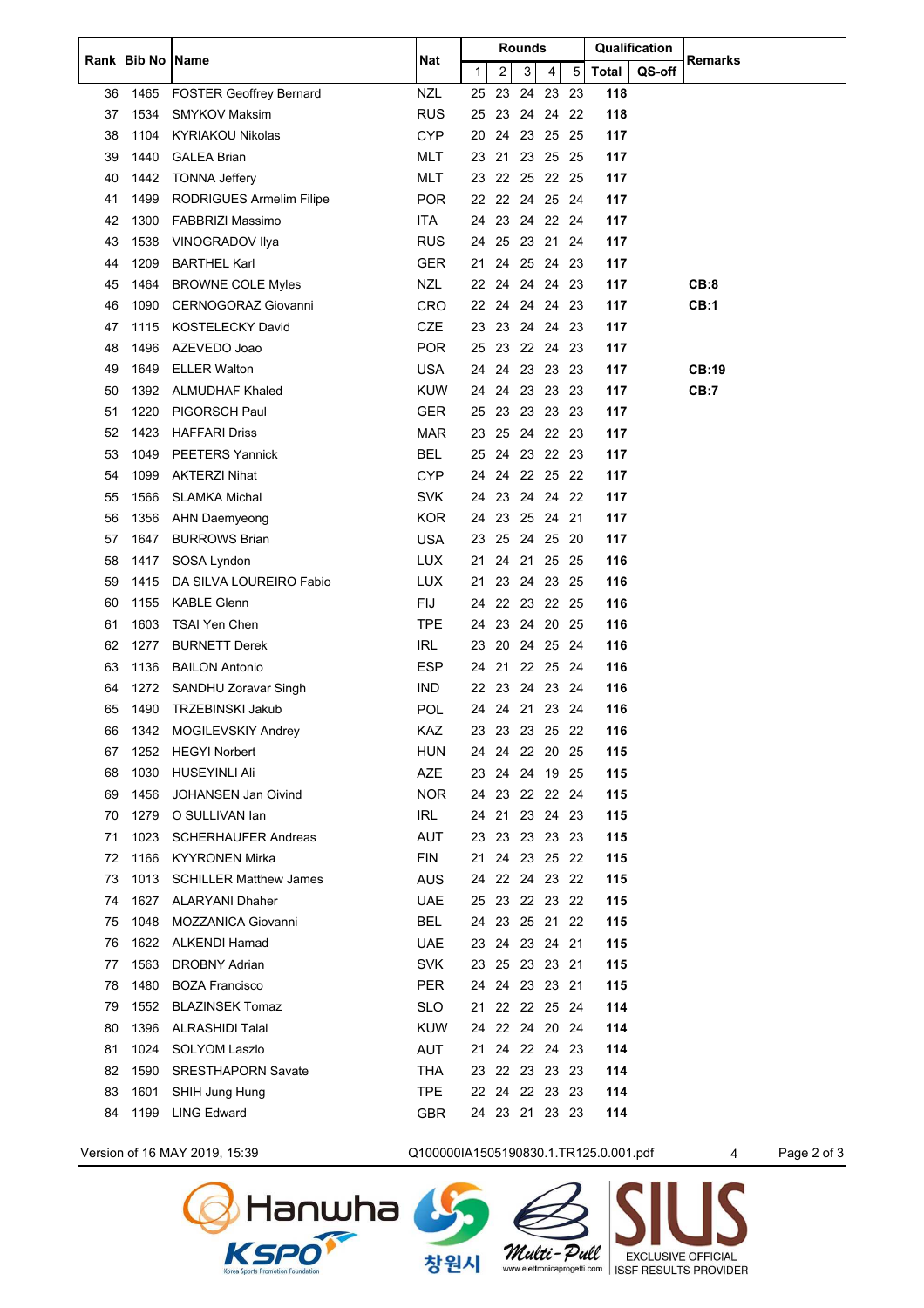| Rank | Bib No | Name | Nat | Rounds | | | | | Qualification | | Remarks |
|---|---|---|---|---|---|---|---|---|---|---|---|
| | | | | 1 | 2 | 3 | 4 | 5 | Total | QS-off | |
| 36 | 1465 | FOSTER Geoffrey Bernard | NZL | 25 | 23 | 24 | 23 | 23 | **118** | | |
| 37 | 1534 | SMYKOV Maksim | RUS | 25 | 23 | 24 | 24 | 22 | **118** | | |
| 38 | 1104 | KYRIAKOU Nikolas | CYP | 20 | 24 | 23 | 25 | 25 | **117** | | |
| 39 | 1440 | GALEA Brian | MLT | 23 | 21 | 23 | 25 | 25 | **117** | | |
| 40 | 1442 | TONNA Jeffery | MLT | 23 | 22 | 25 | 22 | 25 | **117** | | |
| 41 | 1499 | RODRIGUES Armelim Filipe | POR | 22 | 22 | 24 | 25 | 24 | **117** | | |
| 42 | 1300 | FABBRIZI Massimo | ITA | 24 | 23 | 24 | 22 | 24 | **117** | | |
| 43 | 1538 | VINOGRADOV Ilya | RUS | 24 | 25 | 23 | 21 | 24 | **117** | | |
| 44 | 1209 | BARTHEL Karl | GER | 21 | 24 | 25 | 24 | 23 | **117** | | |
| 45 | 1464 | BROWNE COLE Myles | NZL | 22 | 24 | 24 | 24 | 23 | **117** | | **CB:8** |
| 46 | 1090 | CERNOGORAZ Giovanni | CRO | 22 | 24 | 24 | 24 | 23 | **117** | | **CB:1** |
| 47 | 1115 | KOSTELECKY David | CZE | 23 | 23 | 24 | 24 | 23 | **117** | | |
| 48 | 1496 | AZEVEDO Joao | POR | 25 | 23 | 22 | 24 | 23 | **117** | | |
| 49 | 1649 | ELLER Walton | USA | 24 | 24 | 23 | 23 | 23 | **117** | | **CB:19** |
| 50 | 1392 | ALMUDHAF Khaled | KUW | 24 | 24 | 23 | 23 | 23 | **117** | | **CB:7** |
| 51 | 1220 | PIGORSCH Paul | GER | 25 | 23 | 23 | 23 | 23 | **117** | | |
| 52 | 1423 | HAFFARI Driss | MAR | 23 | 25 | 24 | 22 | 23 | **117** | | |
| 53 | 1049 | PEETERS Yannick | BEL | 25 | 24 | 23 | 22 | 23 | **117** | | |
| 54 | 1099 | AKTERZI Nihat | CYP | 24 | 24 | 22 | 25 | 22 | **117** | | |
| 55 | 1566 | SLAMKA Michal | SVK | 24 | 23 | 24 | 24 | 22 | **117** | | |
| 56 | 1356 | AHN Daemyeong | KOR | 24 | 23 | 25 | 24 | 21 | **117** | | |
| 57 | 1647 | BURROWS Brian | USA | 23 | 25 | 24 | 25 | 20 | **117** | | |
| 58 | 1417 | SOSA Lyndon | LUX | 21 | 24 | 21 | 25 | 25 | **116** | | |
| 59 | 1415 | DA SILVA LOUREIRO Fabio | LUX | 21 | 23 | 24 | 23 | 25 | **116** | | |
| 60 | 1155 | KABLE Glenn | FIJ | 24 | 22 | 23 | 22 | 25 | **116** | | |
| 61 | 1603 | TSAI Yen Chen | TPE | 24 | 23 | 24 | 20 | 25 | **116** | | |
| 62 | 1277 | BURNETT Derek | IRL | 23 | 20 | 24 | 25 | 24 | **116** | | |
| 63 | 1136 | BAILON Antonio | ESP | 24 | 21 | 22 | 25 | 24 | **116** | | |
| 64 | 1272 | SANDHU Zoravar Singh | IND | 22 | 23 | 24 | 23 | 24 | **116** | | |
| 65 | 1490 | TRZEBINSKI Jakub | POL | 24 | 24 | 21 | 23 | 24 | **116** | | |
| 66 | 1342 | MOGILEVSKIY Andrey | KAZ | 23 | 23 | 23 | 25 | 22 | **116** | | |
| 67 | 1252 | HEGYI Norbert | HUN | 24 | 24 | 22 | 20 | 25 | **115** | | |
| 68 | 1030 | HUSEYINLI Ali | AZE | 23 | 24 | 24 | 19 | 25 | **115** | | |
| 69 | 1456 | JOHANSEN Jan Oivind | NOR | 24 | 23 | 22 | 22 | 24 | **115** | | |
| 70 | 1279 | O SULLIVAN Ian | IRL | 24 | 21 | 23 | 24 | 23 | **115** | | |
| 71 | 1023 | SCHERHAUFER Andreas | AUT | 23 | 23 | 23 | 23 | 23 | **115** | | |
| 72 | 1166 | KYYRONEN Mirka | FIN | 21 | 24 | 23 | 25 | 22 | **115** | | |
| 73 | 1013 | SCHILLER Matthew James | AUS | 24 | 22 | 24 | 23 | 22 | **115** | | |
| 74 | 1627 | ALARYANI Dhaher | UAE | 25 | 23 | 22 | 23 | 22 | **115** | | |
| 75 | 1048 | MOZZANICA Giovanni | BEL | 24 | 23 | 25 | 21 | 22 | **115** | | |
| 76 | 1622 | ALKENDI Hamad | UAE | 23 | 24 | 23 | 24 | 21 | **115** | | |
| 77 | 1563 | DROBNY Adrian | SVK | 23 | 25 | 23 | 23 | 21 | **115** | | |
| 78 | 1480 | BOZA Francisco | PER | 24 | 24 | 23 | 23 | 21 | **115** | | |
| 79 | 1552 | BLAZINSEK Tomaz | SLO | 21 | 22 | 22 | 25 | 24 | **114** | | |
| 80 | 1396 | ALRASHIDI Talal | KUW | 24 | 22 | 24 | 20 | 24 | **114** | | |
| 81 | 1024 | SOLYOM Laszlo | AUT | 21 | 24 | 22 | 24 | 23 | **114** | | |
| 82 | 1590 | SRESTHAPORN Savate | THA | 23 | 22 | 23 | 23 | 23 | **114** | | |
| 83 | 1601 | SHIH Jung Hung | TPE | 22 | 24 | 22 | 23 | 23 | **114** | | |
| 84 | 1199 | LING Edward | GBR | 24 | 23 | 21 | 23 | 23 | **114** | | |

Version of 16 MAY 2019, 15:39 Q100000IA1505190830.1.TR125.0.001.pdf 4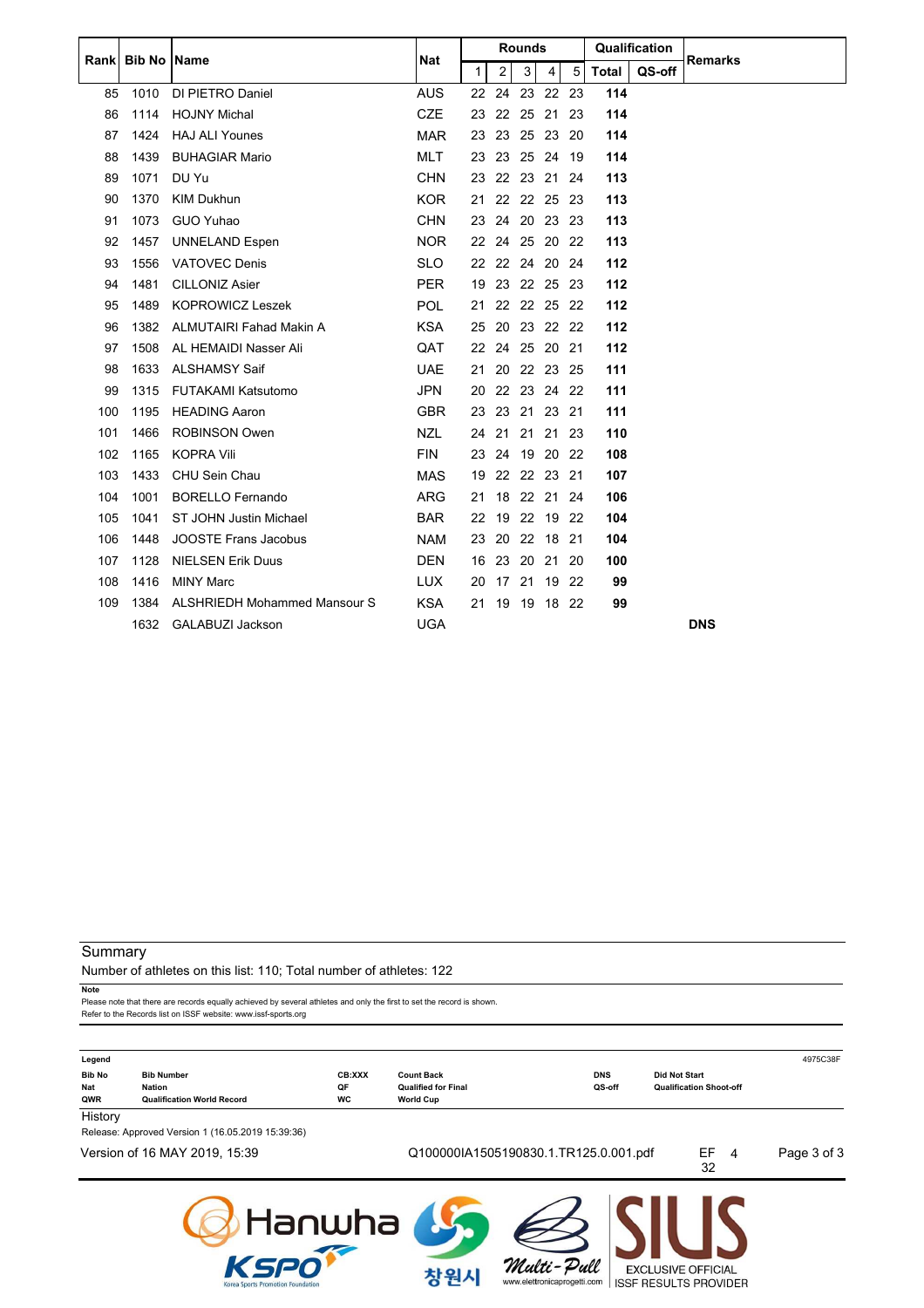| Rank | Bib No | Name | Nat | Rounds | | | | | Qualification | | Remarks |
|---|---|---|---|---|---|---|---|---|---|---|---|
| | | | | 1 | 2 | 3 | 4 | 5 | Total | QS-off | |
| 85 | 1010 | DI PIETRO Daniel | AUS | 22 | 24 | 23 | 22 | 23 | **114** | | |
| 86 | 1114 | HOJNY Michal | CZE | 23 | 22 | 25 | 21 | 23 | **114** | | |
| 87 | 1424 | HAJ ALI Younes | MAR | 23 | 23 | 25 | 23 | 20 | **114** | | |
| 88 | 1439 | BUHAGIAR Mario | MLT | 23 | 23 | 25 | 24 | 19 | **114** | | |
| 89 | 1071 | DU Yu | CHN | 23 | 22 | 23 | 21 | 24 | **113** | | |
| 90 | 1370 | KIM Dukhun | KOR | 21 | 22 | 22 | 25 | 23 | **113** | | |
| 91 | 1073 | GUO Yuhao | CHN | 23 | 24 | 20 | 23 | 23 | **113** | | |
| 92 | 1457 | UNNELAND Espen | NOR | 22 | 24 | 25 | 20 | 22 | **113** | | |
| 93 | 1556 | VATOVEC Denis | SLO | 22 | 22 | 24 | 20 | 24 | **112** | | |
| 94 | 1481 | CILLONIZ Asier | PER | 19 | 23 | 22 | 25 | 23 | **112** | | |
| 95 | 1489 | KOPROWICZ Leszek | POL | 21 | 22 | 22 | 25 | 22 | **112** | | |
| 96 | 1382 | ALMUTAIRI Fahad Makin A | KSA | 25 | 20 | 23 | 22 | 22 | **112** | | |
| 97 | 1508 | AL HEMAIDI Nasser Ali | QAT | 22 | 24 | 25 | 20 | 21 | **112** | | |
| 98 | 1633 | ALSHAMSY Saif | UAE | 21 | 20 | 22 | 23 | 25 | **111** | | |
| 99 | 1315 | FUTAKAMI Katsutomo | JPN | 20 | 22 | 23 | 24 | 22 | **111** | | |
| 100 | 1195 | HEADING Aaron | GBR | 23 | 23 | 21 | 23 | 21 | **111** | | |
| 101 | 1466 | ROBINSON Owen | NZL | 24 | 21 | 21 | 21 | 23 | **110** | | |
| 102 | 1165 | KOPRA Vili | FIN | 23 | 24 | 19 | 20 | 22 | **108** | | |
| 103 | 1433 | CHU Sein Chau | MAS | 19 | 22 | 22 | 23 | 21 | **107** | | |
| 104 | 1001 | BORELLO Fernando | ARG | 21 | 18 | 22 | 21 | 24 | **106** | | |
| 105 | 1041 | ST JOHN Justin Michael | BAR | 22 | 19 | 22 | 19 | 22 | **104** | | |
| 106 | 1448 | JOOSTE Frans Jacobus | NAM | 23 | 20 | 22 | 18 | 21 | **104** | | |
| 107 | 1128 | NIELSEN Erik Duus | DEN | 16 | 23 | 20 | 21 | 20 | **100** | | |
| 108 | 1416 | MINY Marc | LUX | 20 | 17 | 21 | 19 | 22 | **99** | | |
| 109 | 1384 | ALSHRIEDH Mohammed Mansour S | KSA | 21 | 19 | 19 | 18 | 22 | **99** | | |
| | 1632 | GALABUZI Jackson | UGA | | | | | | | | **DNS** |

Summary

Number of athletes on this list: 110; Total number of athletes: 122

**Note**

Please note that there are records equally achieved by several athletes and only the first to set the record is shown.
Refer to the Records list on ISSF website: www.issf-sports.org

**Legend**

| | | | | | |
|---|---|---|---|---|---|
| **Bib No** | **Bib Number** | **CB:XXX** | **Count Back** | **DNS** | **Did Not Start** |
| **Nat** | **Nation** | **QF** | **Qualified for Final** | **QS-off** | **Qualification Shoot-off** |
| **QWR** | **Qualification World Record** | **WC** | **World Cup** | | |

4975C38F

History

Release: Approved Version 1 (16.05.2019 15:39:36)

Version of 16 MAY 2019, 15:39

Q100000IA1505190830.1.TR125.0.001.pdf

EF 4 32

Hanwha KSPO Korea Sports Promotion Foundation 창원시 Multi-Pull www.elettronicaprogetti.com SIUS EXCLUSIVE OFFICIAL ISSF RESULTS PROVIDER